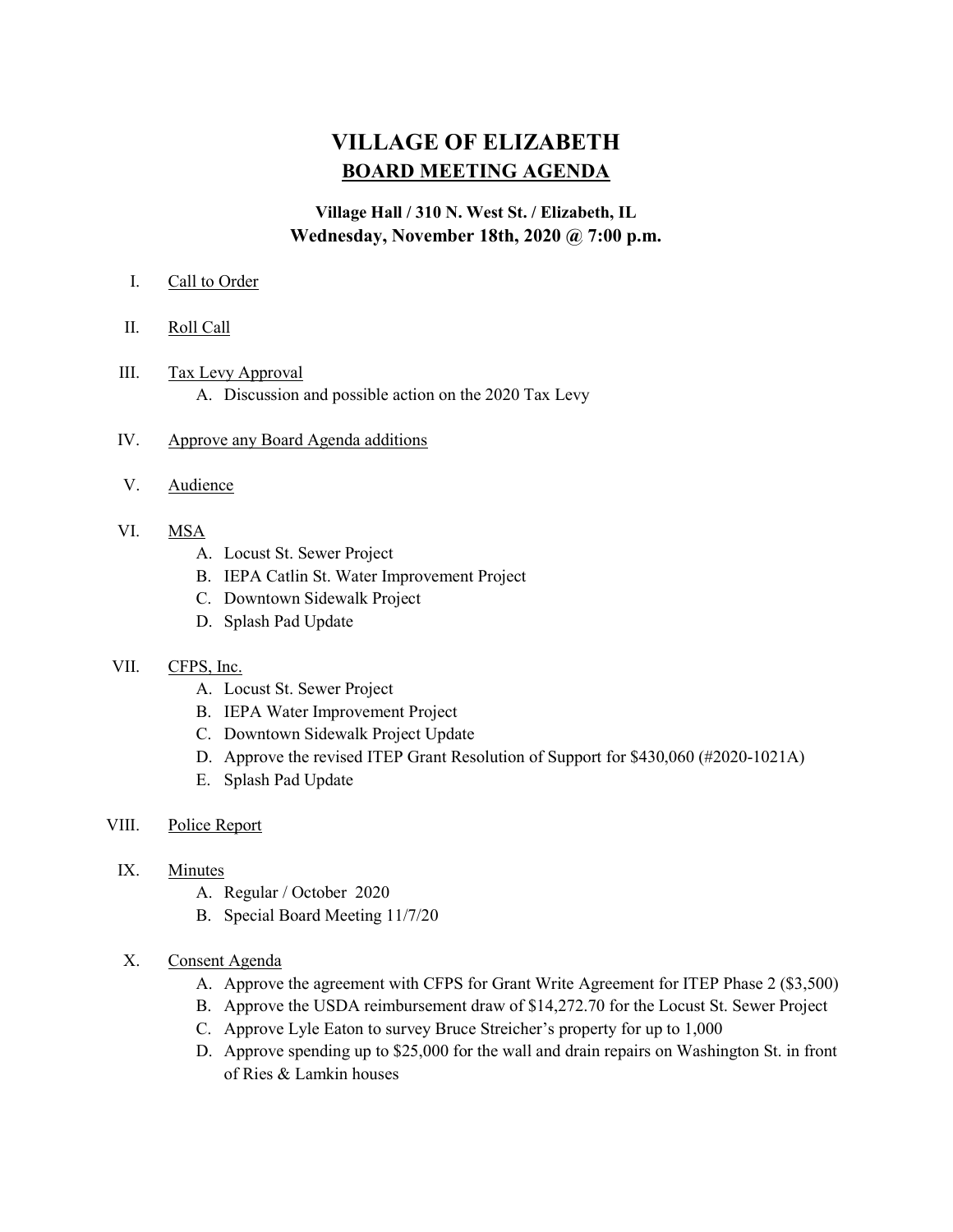# VILLAGE OF ELIZABETH

## BOARD MEETING AGENDA

**Village Hall / 310 N. West St. / Elizabeth, IL**
**Wednesday, November 18th, 2020 @ 7:00 p.m.**

I. Call to Order

II. Roll Call

III. Tax Levy Approval
   A. Discussion and possible action on the 2020 Tax Levy

IV. Approve any Board Agenda additions

V. Audience

VI. MSA
   A. Locust St. Sewer Project
   B. IEPA Catlin St. Water Improvement Project
   C. Downtown Sidewalk Project
   D. Splash Pad Update

VII. CFPS, Inc.
   A. Locust St. Sewer Project
   B. IEPA Water Improvement Project
   C. Downtown Sidewalk Project Update
   D. Approve the revised ITEP Grant Resolution of Support for $430,060 (#2020-1021A)
   E. Splash Pad Update

VIII. Police Report

IX. Minutes
   A. Regular / October 2020
   B. Special Board Meeting 11/7/20

X. Consent Agenda
   A. Approve the agreement with CFPS for Grant Write Agreement for ITEP Phase 2 ($3,500)
   B. Approve the USDA reimbursement draw of $14,272.70 for the Locust St. Sewer Project
   C. Approve Lyle Eaton to survey Bruce Streicher's property for up to 1,000
   D. Approve spending up to $25,000 for the wall and drain repairs on Washington St. in front of Ries & Lamkin houses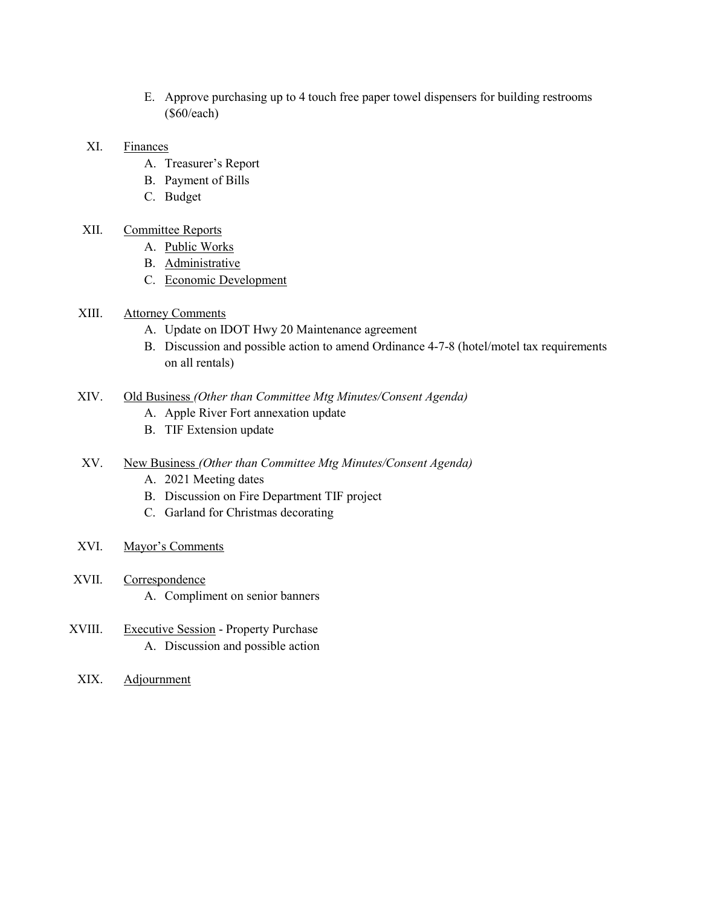E. Approve purchasing up to 4 touch free paper towel dispensers for building restrooms ($60/each)

XI. Finances
   A. Treasurer's Report
   B. Payment of Bills
   C. Budget

XII. Committee Reports
   A. Public Works
   B. Administrative
   C. Economic Development

XIII. Attorney Comments
   A. Update on IDOT Hwy 20 Maintenance agreement
   B. Discussion and possible action to amend Ordinance 4-7-8 (hotel/motel tax requirements on all rentals)

XIV. Old Business *(Other than Committee Mtg Minutes/Consent Agenda)*
   A. Apple River Fort annexation update
   B. TIF Extension update

XV. New Business *(Other than Committee Mtg Minutes/Consent Agenda)*
   A. 2021 Meeting dates
   B. Discussion on Fire Department TIF project
   C. Garland for Christmas decorating

XVI. Mayor's Comments

XVII. Correspondence
   A. Compliment on senior banners

XVIII. Executive Session - Property Purchase
   A. Discussion and possible action

XIX. Adjournment